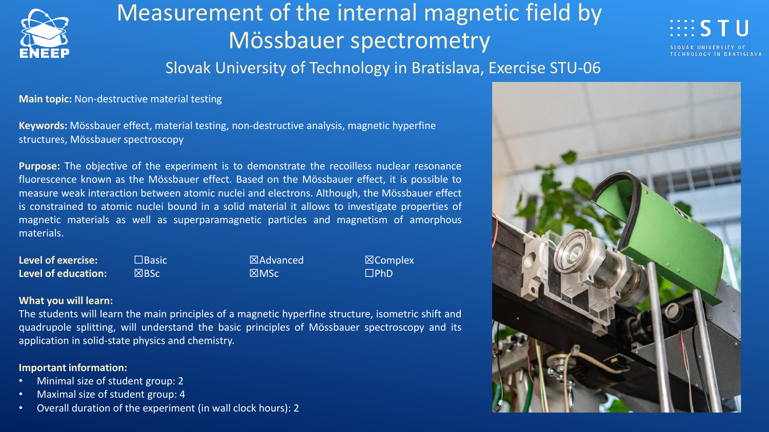# Measurement of the internal magnetic field by Mössbauer spectrometry

## Slovak University of Technology in Bratislava, Exercise STU-06

**Main topic:** Non-destructive material testing

**Keywords:** Mössbauer effect, material testing, non-destructive analysis, magnetic hyperfine structures, Mössbauer spectroscopy

**Purpose:** The objective of the experiment is to demonstrate the recoilless nuclear resonance fluorescence known as the Mössbauer effect. Based on the Mössbauer effect, it is possible to measure weak interaction between atomic nuclei and electrons. Although, the Mössbauer effect is constrained to atomic nuclei bound in a solid material it allows to investigate properties of magnetic materials as well as superparamagnetic particles and magnetism of amorphous materials.

| | | | |
|---|---|---|---|
| **Level of exercise:** | ☐Basic | ☒Advanced | ☒Complex |
| **Level of education:** | ☒BSc | ☒MSc | ☐PhD |

**What you will learn:**
The students will learn the main principles of a magnetic hyperfine structure, isometric shift and quadrupole splitting, will understand the basic principles of Mössbauer spectroscopy and its application in solid-state physics and chemistry.

**Important information:**
- Minimal size of student group: 2
- Maximal size of student group: 4
- Overall duration of the experiment (in wall clock hours): 2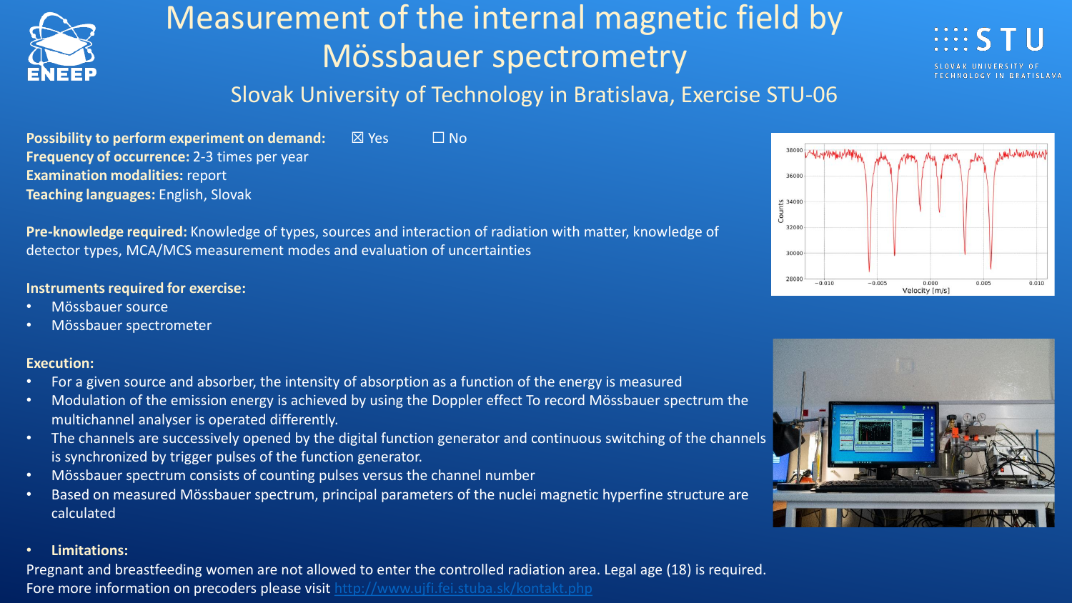# Measurement of the internal magnetic field by Mössbauer spectrometry

## Slovak University of Technology in Bratislava, Exercise STU-06

**Possibility to perform experiment on demand:** ☒ Yes ☐ No
**Frequency of occurrence:** 2-3 times per year
**Examination modalities:** report
**Teaching languages:** English, Slovak

**Pre-knowledge required:** Knowledge of types, sources and interaction of radiation with matter, knowledge of detector types, MCA/MCS measurement modes and evaluation of uncertainties

**Instruments required for exercise:**

- Mössbauer source
- Mössbauer spectrometer

**Execution:**

- For a given source and absorber, the intensity of absorption as a function of the energy is measured
- Modulation of the emission energy is achieved by using the Doppler effect To record Mössbauer spectrum the multichannel analyser is operated differently.
- The channels are successively opened by the digital function generator and continuous switching of the channels is synchronized by trigger pulses of the function generator.
- Mössbauer spectrum consists of counting pulses versus the channel number
- Based on measured Mössbauer spectrum, principal parameters of the nuclei magnetic hyperfine structure are calculated

Counts
38000
36000
34000
32000
30000
28000
−0.010
−0.005
0.000
0.005
0.010
Velocity [m/s]

- **Limitations:**

Pregnant and breastfeeding women are not allowed to enter the controlled radiation area. Legal age (18) is required.
Fore more information on precoders please visit http://www.ujfi.fei.stuba.sk/kontakt.php